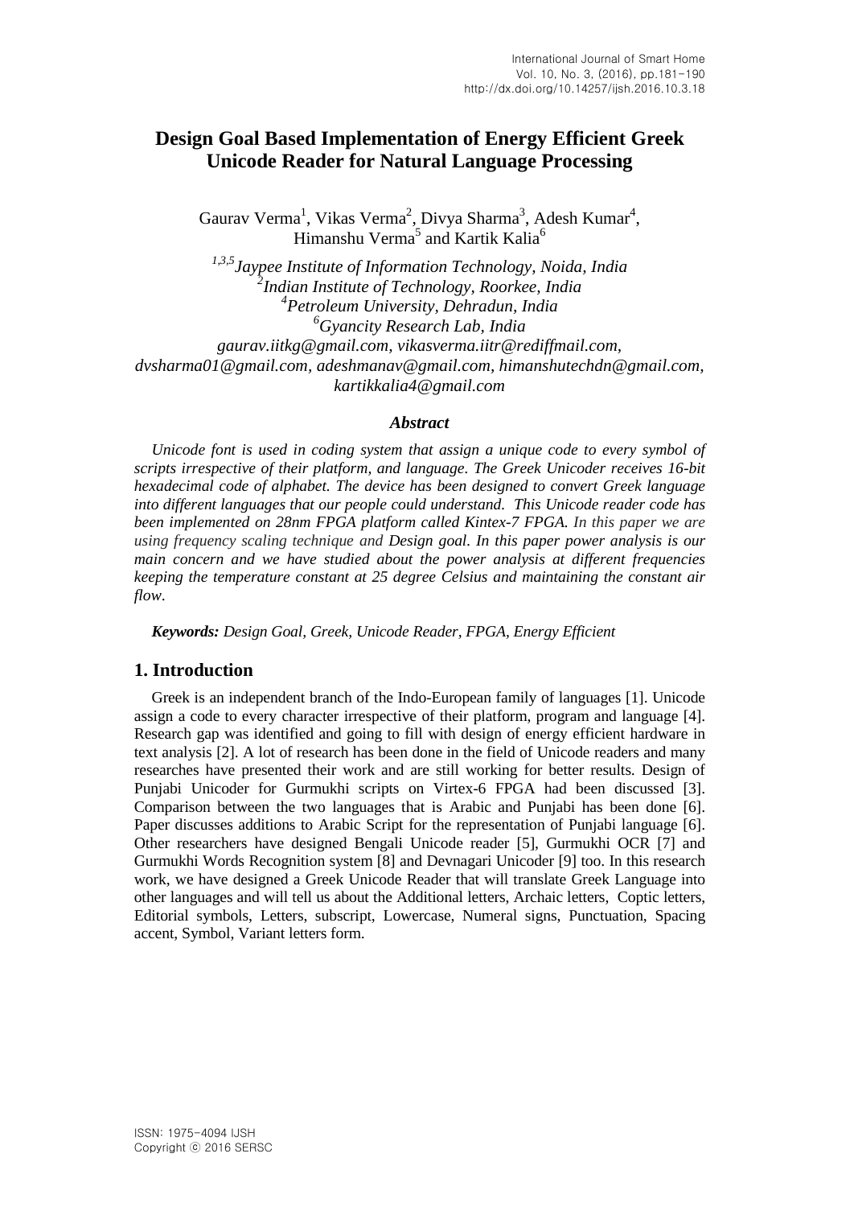# Design Goal Based Implementation of Energy Efficient Greek Unicode Reader for Natural Language Processing

Gaurav Verma[1], Vikas Verma[2], Divya Sharma[3], Adesh Kumar[4], Himanshu Verma[5] and Kartik Kalia[6]

*[1,3,5]Jaypee Institute of Information Technology, Noida, India*
*[2]Indian Institute of Technology, Roorkee, India*
*[4]Petroleum University, Dehradun, India*
*[6]Gyancity Research Lab, India*
*gaurav.iitkg@gmail.com, vikasverma.iitr@rediffmail.com, dvsharma01@gmail.com, adeshmanav@gmail.com, himanshutechdn@gmail.com, kartikkalia4@gmail.com*

### *Abstract*

*Unicode font is used in coding system that assign a unique code to every symbol of scripts irrespective of their platform, and language. The Greek Unicoder receives 16-bit hexadecimal code of alphabet. The device has been designed to convert Greek language into different languages that our people could understand. This Unicode reader code has been implemented on 28nm FPGA platform called Kintex-7 FPGA. In this paper we are using frequency scaling technique and Design goal. In this paper power analysis is our main concern and we have studied about the power analysis at different frequencies keeping the temperature constant at 25 degree Celsius and maintaining the constant air flow.*

***Keywords:*** *Design Goal, Greek, Unicode Reader, FPGA, Energy Efficient*

## 1. Introduction

Greek is an independent branch of the Indo-European family of languages [1]. Unicode assign a code to every character irrespective of their platform, program and language [4]. Research gap was identified and going to fill with design of energy efficient hardware in text analysis [2]. A lot of research has been done in the field of Unicode readers and many researches have presented their work and are still working for better results. Design of Punjabi Unicoder for Gurmukhi scripts on Virtex-6 FPGA had been discussed [3]. Comparison between the two languages that is Arabic and Punjabi has been done [6]. Paper discusses additions to Arabic Script for the representation of Punjabi language [6]. Other researchers have designed Bengali Unicode reader [5], Gurmukhi OCR [7] and Gurmukhi Words Recognition system [8] and Devnagari Unicoder [9] too. In this research work, we have designed a Greek Unicode Reader that will translate Greek Language into other languages and will tell us about the Additional letters, Archaic letters, Coptic letters, Editorial symbols, Letters, subscript, Lowercase, Numeral signs, Punctuation, Spacing accent, Symbol, Variant letters form.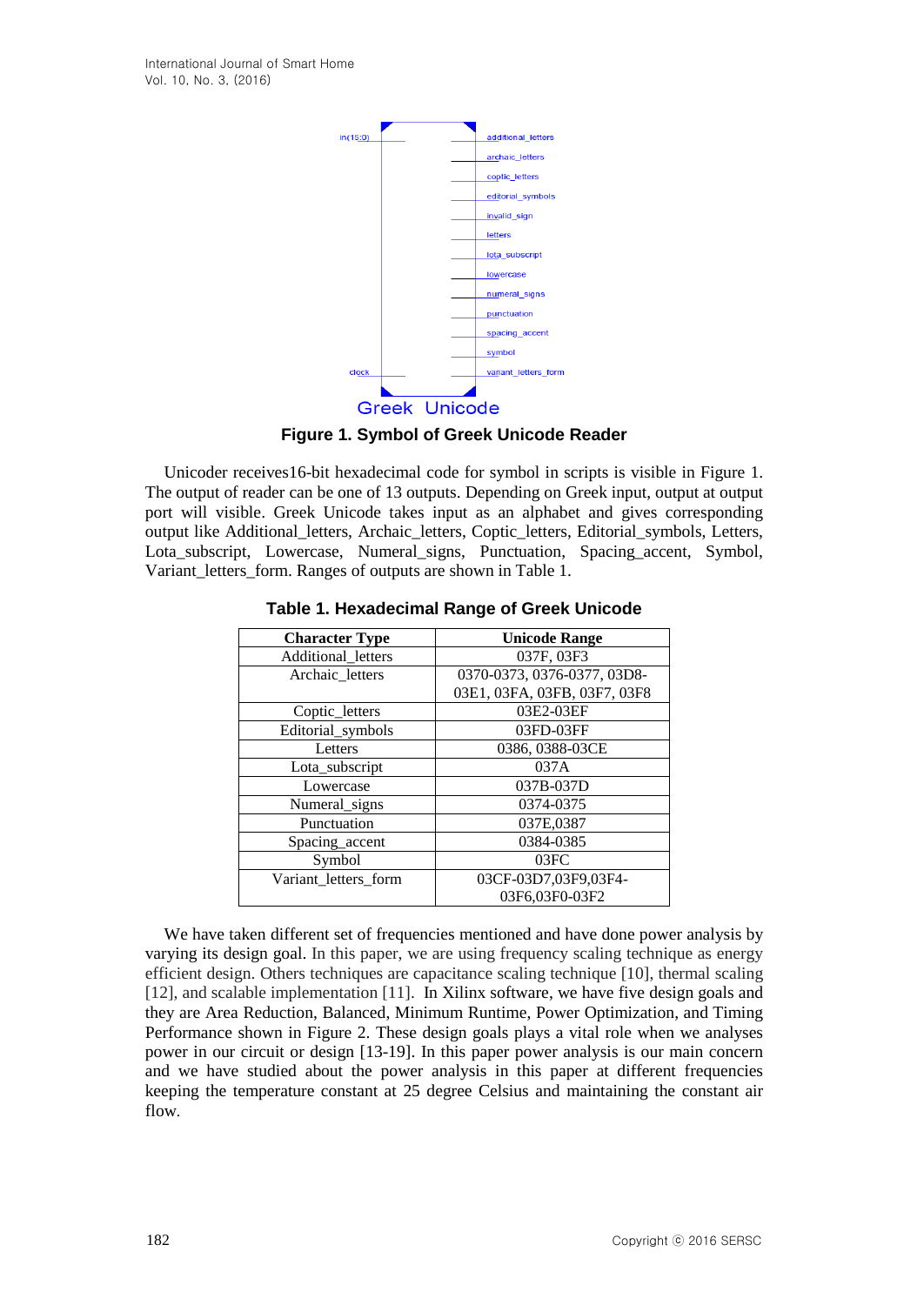**Figure 1. Symbol of Greek Unicode Reader**

Unicoder receives16-bit hexadecimal code for symbol in scripts is visible in Figure 1. The output of reader can be one of 13 outputs. Depending on Greek input, output at output port will visible. Greek Unicode takes input as an alphabet and gives corresponding output like Additional_letters, Archaic_letters, Coptic_letters, Editorial_symbols, Letters, Lota_subscript, Lowercase, Numeral_signs, Punctuation, Spacing_accent, Symbol, Variant_letters_form. Ranges of outputs are shown in Table 1.

**Table 1. Hexadecimal Range of Greek Unicode**

| Character Type | Unicode Range |
|---|---|
| Additional_letters | 037F, 03F3 |
| Archaic_letters | 0370-0373, 0376-0377, 03D8-03E1, 03FA, 03FB, 03F7, 03F8 |
| Coptic_letters | 03E2-03EF |
| Editorial_symbols | 03FD-03FF |
| Letters | 0386, 0388-03CE |
| Lota_subscript | 037A |
| Lowercase | 037B-037D |
| Numeral_signs | 0374-0375 |
| Punctuation | 037E,0387 |
| Spacing_accent | 0384-0385 |
| Symbol | 03FC |
| Variant_letters_form | 03CF-03D7,03F9,03F4-03F6,03F0-03F2 |

We have taken different set of frequencies mentioned and have done power analysis by varying its design goal. In this paper, we are using frequency scaling technique as energy efficient design. Others techniques are capacitance scaling technique [10], thermal scaling [12], and scalable implementation [11]. In Xilinx software, we have five design goals and they are Area Reduction, Balanced, Minimum Runtime, Power Optimization, and Timing Performance shown in Figure 2. These design goals plays a vital role when we analyses power in our circuit or design [13-19]. In this paper power analysis is our main concern and we have studied about the power analysis in this paper at different frequencies keeping the temperature constant at 25 degree Celsius and maintaining the constant air flow.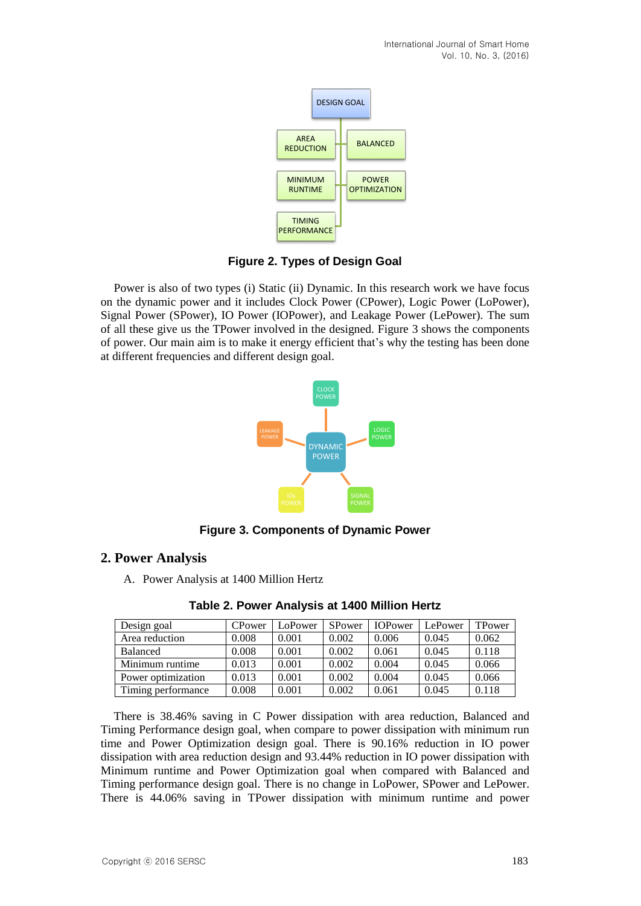Figure 2. Types of Design Goal

Power is also of two types (i) Static (ii) Dynamic. In this research work we have focus on the dynamic power and it includes Clock Power (CPower), Logic Power (LoPower), Signal Power (SPower), IO Power (IOPower), and Leakage Power (LePower). The sum of all these give us the TPower involved in the designed. Figure 3 shows the components of power. Our main aim is to make it energy efficient that's why the testing has been done at different frequencies and different design goal.

Figure 3. Components of Dynamic Power

## 2. Power Analysis

A. Power Analysis at 1400 Million Hertz

**Table 2. Power Analysis at 1400 Million Hertz**

| Design goal | CPower | LoPower | SPower | IOPower | LePower | TPower |
|---|---|---|---|---|---|---|
| Area reduction | 0.008 | 0.001 | 0.002 | 0.006 | 0.045 | 0.062 |
| Balanced | 0.008 | 0.001 | 0.002 | 0.061 | 0.045 | 0.118 |
| Minimum runtime | 0.013 | 0.001 | 0.002 | 0.004 | 0.045 | 0.066 |
| Power optimization | 0.013 | 0.001 | 0.002 | 0.004 | 0.045 | 0.066 |
| Timing performance | 0.008 | 0.001 | 0.002 | 0.061 | 0.045 | 0.118 |

There is 38.46% saving in C Power dissipation with area reduction, Balanced and Timing Performance design goal, when compare to power dissipation with minimum run time and Power Optimization design goal. There is 90.16% reduction in IO power dissipation with area reduction design and 93.44% reduction in IO power dissipation with Minimum runtime and Power Optimization goal when compared with Balanced and Timing performance design goal. There is no change in LoPower, SPower and LePower. There is 44.06% saving in TPower dissipation with minimum runtime and power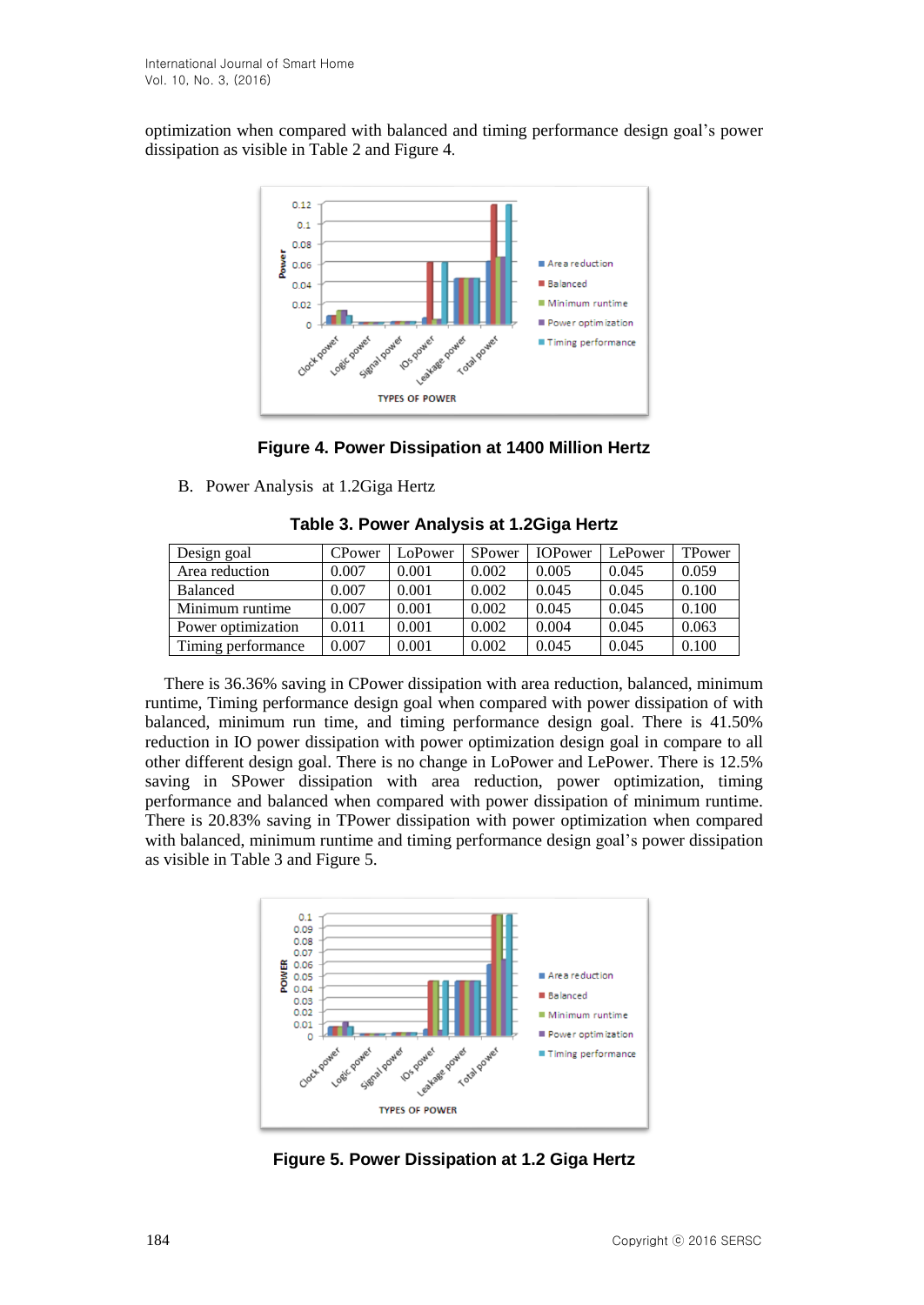optimization when compared with balanced and timing performance design goal's power dissipation as visible in Table 2 and Figure 4.

**Figure 4. Power Dissipation at 1400 Million Hertz**

B. Power Analysis at 1.2Giga Hertz

**Table 3. Power Analysis at 1.2Giga Hertz**

| Design goal | CPower | LoPower | SPower | IOPower | LePower | TPower |
|---|---|---|---|---|---|---|
| Area reduction | 0.007 | 0.001 | 0.002 | 0.005 | 0.045 | 0.059 |
| Balanced | 0.007 | 0.001 | 0.002 | 0.045 | 0.045 | 0.100 |
| Minimum runtime | 0.007 | 0.001 | 0.002 | 0.045 | 0.045 | 0.100 |
| Power optimization | 0.011 | 0.001 | 0.002 | 0.004 | 0.045 | 0.063 |
| Timing performance | 0.007 | 0.001 | 0.002 | 0.045 | 0.045 | 0.100 |

There is 36.36% saving in CPower dissipation with area reduction, balanced, minimum runtime, Timing performance design goal when compared with power dissipation of with balanced, minimum run time, and timing performance design goal. There is 41.50% reduction in IO power dissipation with power optimization design goal in compare to all other different design goal. There is no change in LoPower and LePower. There is 12.5% saving in SPower dissipation with area reduction, power optimization, timing performance and balanced when compared with power dissipation of minimum runtime. There is 20.83% saving in TPower dissipation with power optimization when compared with balanced, minimum runtime and timing performance design goal's power dissipation as visible in Table 3 and Figure 5.

**Figure 5. Power Dissipation at 1.2 Giga Hertz**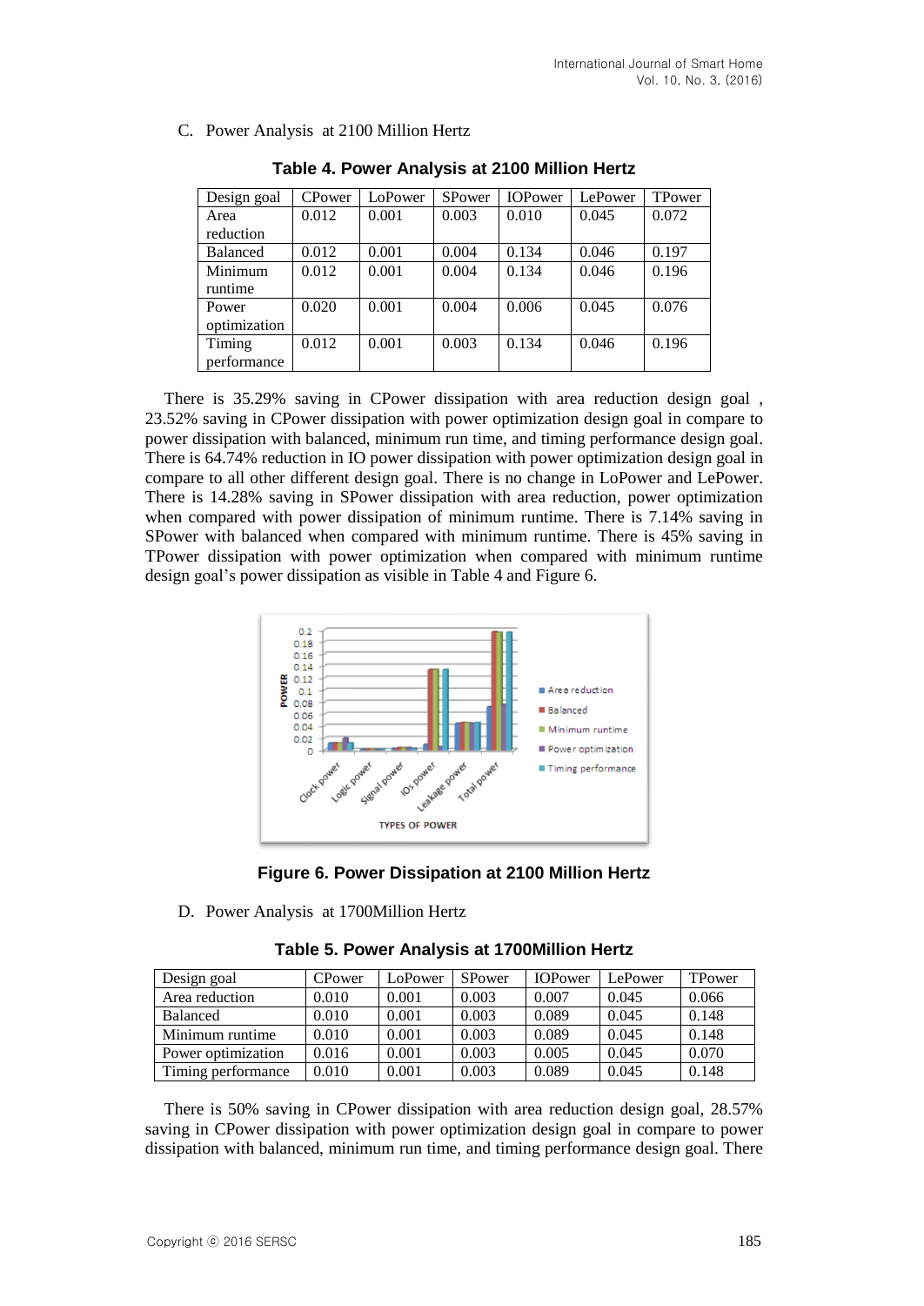C. Power Analysis at 2100 Million Hertz

**Table 4. Power Analysis at 2100 Million Hertz**

| Design goal | CPower | LoPower | SPower | IOPower | LePower | TPower |
|---|---|---|---|---|---|---|
| Area reduction | 0.012 | 0.001 | 0.003 | 0.010 | 0.045 | 0.072 |
| Balanced | 0.012 | 0.001 | 0.004 | 0.134 | 0.046 | 0.197 |
| Minimum runtime | 0.012 | 0.001 | 0.004 | 0.134 | 0.046 | 0.196 |
| Power optimization | 0.020 | 0.001 | 0.004 | 0.006 | 0.045 | 0.076 |
| Timing performance | 0.012 | 0.001 | 0.003 | 0.134 | 0.046 | 0.196 |

There is 35.29% saving in CPower dissipation with area reduction design goal , 23.52% saving in CPower dissipation with power optimization design goal in compare to power dissipation with balanced, minimum run time, and timing performance design goal. There is 64.74% reduction in IO power dissipation with power optimization design goal in compare to all other different design goal. There is no change in LoPower and LePower. There is 14.28% saving in SPower dissipation with area reduction, power optimization when compared with power dissipation of minimum runtime. There is 7.14% saving in SPower with balanced when compared with minimum runtime. There is 45% saving in TPower dissipation with power optimization when compared with minimum runtime design goal's power dissipation as visible in Table 4 and Figure 6.

**Figure 6. Power Dissipation at 2100 Million Hertz**

D. Power Analysis at 1700Million Hertz

**Table 5. Power Analysis at 1700Million Hertz**

| Design goal | CPower | LoPower | SPower | IOPower | LePower | TPower |
|---|---|---|---|---|---|---|
| Area reduction | 0.010 | 0.001 | 0.003 | 0.007 | 0.045 | 0.066 |
| Balanced | 0.010 | 0.001 | 0.003 | 0.089 | 0.045 | 0.148 |
| Minimum runtime | 0.010 | 0.001 | 0.003 | 0.089 | 0.045 | 0.148 |
| Power optimization | 0.016 | 0.001 | 0.003 | 0.005 | 0.045 | 0.070 |
| Timing performance | 0.010 | 0.001 | 0.003 | 0.089 | 0.045 | 0.148 |

There is 50% saving in CPower dissipation with area reduction design goal, 28.57% saving in CPower dissipation with power optimization design goal in compare to power dissipation with balanced, minimum run time, and timing performance design goal. There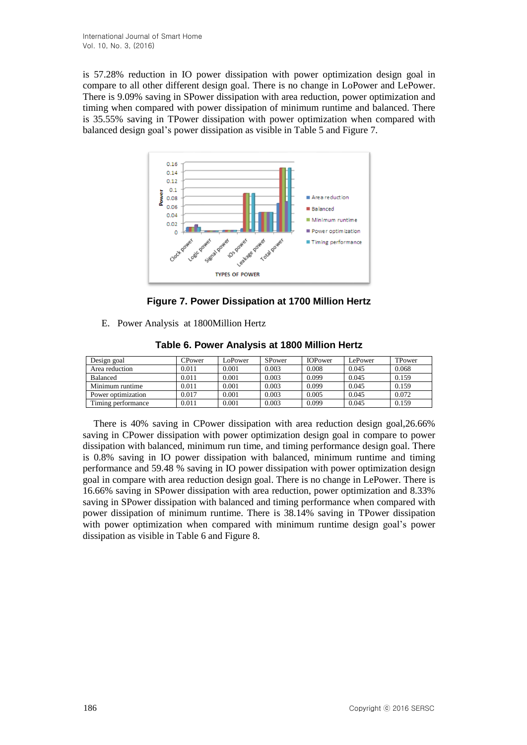is 57.28% reduction in IO power dissipation with power optimization design goal in compare to all other different design goal. There is no change in LoPower and LePower. There is 9.09% saving in SPower dissipation with area reduction, power optimization and timing when compared with power dissipation of minimum runtime and balanced. There is 35.55% saving in TPower dissipation with power optimization when compared with balanced design goal's power dissipation as visible in Table 5 and Figure 7.

**Figure 7. Power Dissipation at 1700 Million Hertz**

E. Power Analysis at 1800Million Hertz

**Table 6. Power Analysis at 1800 Million Hertz**

| Design goal | CPower | LoPower | SPower | IOPower | LePower | TPower |
|---|---|---|---|---|---|---|
| Area reduction | 0.011 | 0.001 | 0.003 | 0.008 | 0.045 | 0.068 |
| Balanced | 0.011 | 0.001 | 0.003 | 0.099 | 0.045 | 0.159 |
| Minimum runtime | 0.011 | 0.001 | 0.003 | 0.099 | 0.045 | 0.159 |
| Power optimization | 0.017 | 0.001 | 0.003 | 0.005 | 0.045 | 0.072 |
| Timing performance | 0.011 | 0.001 | 0.003 | 0.099 | 0.045 | 0.159 |

There is 40% saving in CPower dissipation with area reduction design goal,26.66% saving in CPower dissipation with power optimization design goal in compare to power dissipation with balanced, minimum run time, and timing performance design goal. There is 0.8% saving in IO power dissipation with balanced, minimum runtime and timing performance and 59.48 % saving in IO power dissipation with power optimization design goal in compare with area reduction design goal. There is no change in LePower. There is 16.66% saving in SPower dissipation with area reduction, power optimization and 8.33% saving in SPower dissipation with balanced and timing performance when compared with power dissipation of minimum runtime. There is 38.14% saving in TPower dissipation with power optimization when compared with minimum runtime design goal's power dissipation as visible in Table 6 and Figure 8.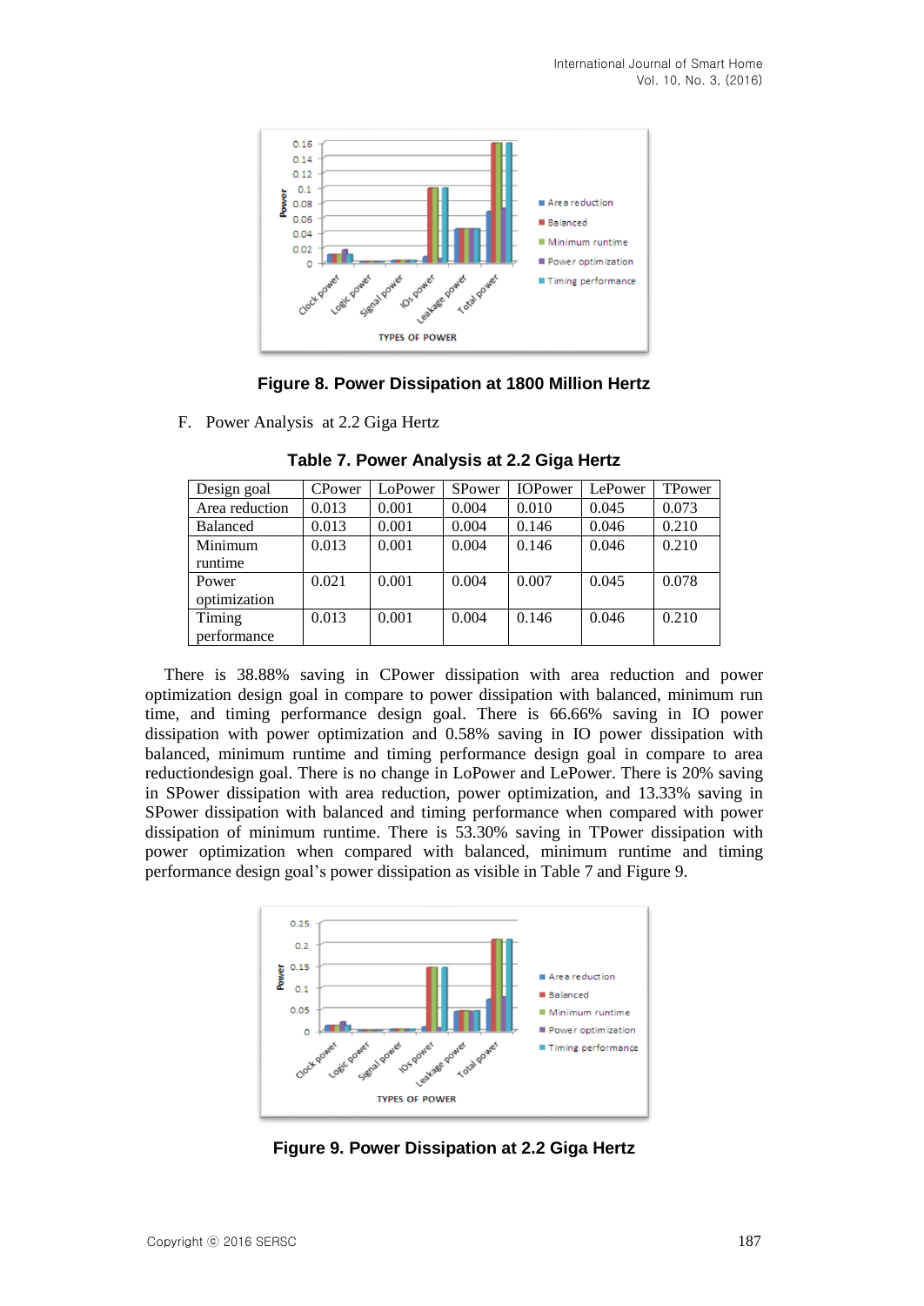**Figure 8. Power Dissipation at 1800 Million Hertz**

F. Power Analysis at 2.2 Giga Hertz

**Table 7. Power Analysis at 2.2 Giga Hertz**

| Design goal | CPower | LoPower | SPower | IOPower | LePower | TPower |
|---|---|---|---|---|---|---|
| Area reduction | 0.013 | 0.001 | 0.004 | 0.010 | 0.045 | 0.073 |
| Balanced | 0.013 | 0.001 | 0.004 | 0.146 | 0.046 | 0.210 |
| Minimum runtime | 0.013 | 0.001 | 0.004 | 0.146 | 0.046 | 0.210 |
| Power optimization | 0.021 | 0.001 | 0.004 | 0.007 | 0.045 | 0.078 |
| Timing performance | 0.013 | 0.001 | 0.004 | 0.146 | 0.046 | 0.210 |

There is 38.88% saving in CPower dissipation with area reduction and power optimization design goal in compare to power dissipation with balanced, minimum run time, and timing performance design goal. There is 66.66% saving in IO power dissipation with power optimization and 0.58% saving in IO power dissipation with balanced, minimum runtime and timing performance design goal in compare to area reductiondesign goal. There is no change in LoPower and LePower. There is 20% saving in SPower dissipation with area reduction, power optimization, and 13.33% saving in SPower dissipation with balanced and timing performance when compared with power dissipation of minimum runtime. There is 53.30% saving in TPower dissipation with power optimization when compared with balanced, minimum runtime and timing performance design goal's power dissipation as visible in Table 7 and Figure 9.

**Figure 9. Power Dissipation at 2.2 Giga Hertz**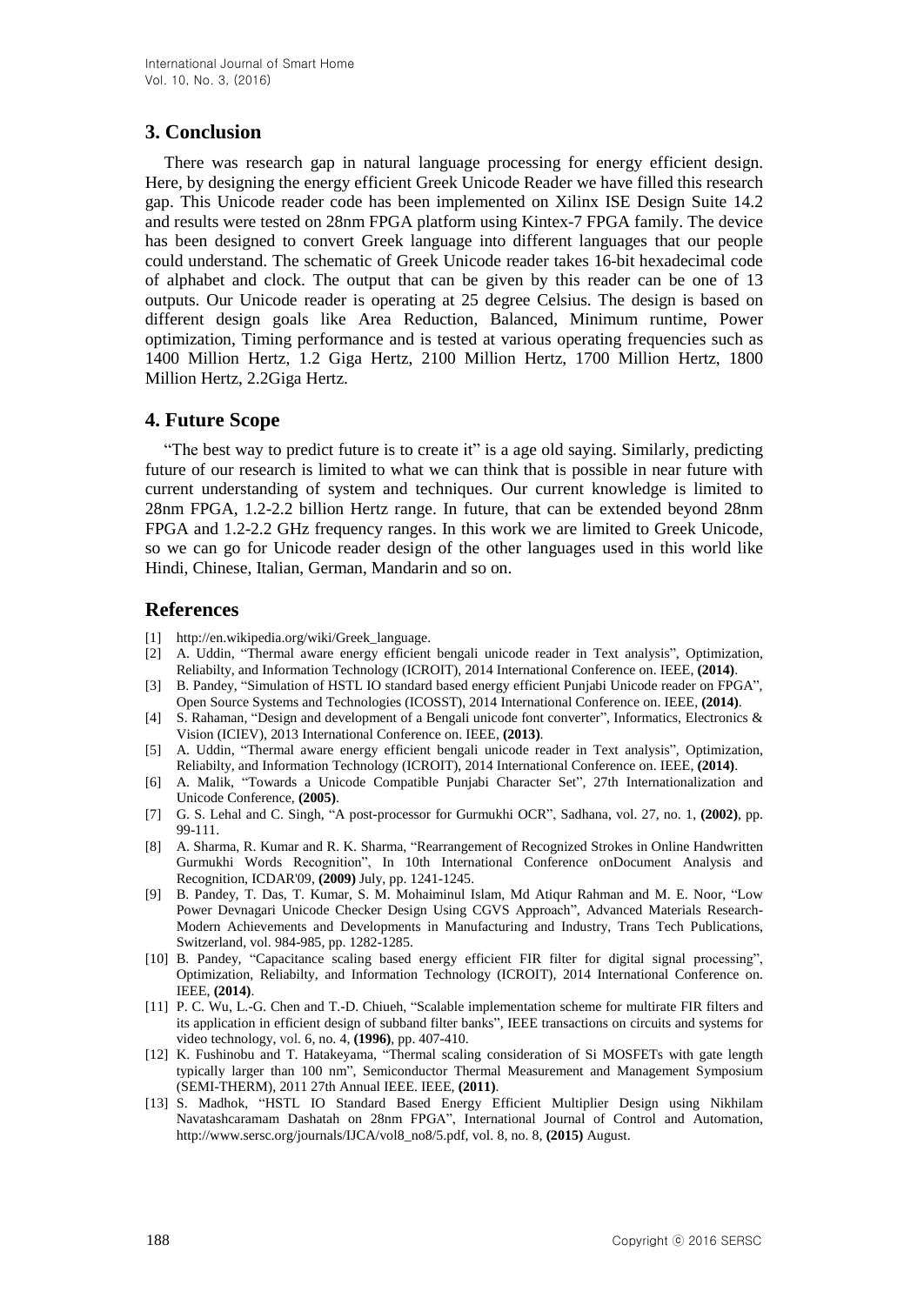## 3. Conclusion

There was research gap in natural language processing for energy efficient design. Here, by designing the energy efficient Greek Unicode Reader we have filled this research gap. This Unicode reader code has been implemented on Xilinx ISE Design Suite 14.2 and results were tested on 28nm FPGA platform using Kintex-7 FPGA family. The device has been designed to convert Greek language into different languages that our people could understand. The schematic of Greek Unicode reader takes 16-bit hexadecimal code of alphabet and clock. The output that can be given by this reader can be one of 13 outputs. Our Unicode reader is operating at 25 degree Celsius. The design is based on different design goals like Area Reduction, Balanced, Minimum runtime, Power optimization, Timing performance and is tested at various operating frequencies such as 1400 Million Hertz, 1.2 Giga Hertz, 2100 Million Hertz, 1700 Million Hertz, 1800 Million Hertz, 2.2Giga Hertz.

## 4. Future Scope

"The best way to predict future is to create it" is a age old saying. Similarly, predicting future of our research is limited to what we can think that is possible in near future with current understanding of system and techniques. Our current knowledge is limited to 28nm FPGA, 1.2-2.2 billion Hertz range. In future, that can be extended beyond 28nm FPGA and 1.2-2.2 GHz frequency ranges. In this work we are limited to Greek Unicode, so we can go for Unicode reader design of the other languages used in this world like Hindi, Chinese, Italian, German, Mandarin and so on.

## References

[1] http://en.wikipedia.org/wiki/Greek_language.

[2] A. Uddin, "Thermal aware energy efficient bengali unicode reader in Text analysis", Optimization, Reliabilty, and Information Technology (ICROIT), 2014 International Conference on. IEEE, **(2014)**.

[3] B. Pandey, "Simulation of HSTL IO standard based energy efficient Punjabi Unicode reader on FPGA", Open Source Systems and Technologies (ICOSST), 2014 International Conference on. IEEE, **(2014)**.

[4] S. Rahaman, "Design and development of a Bengali unicode font converter", Informatics, Electronics & Vision (ICIEV), 2013 International Conference on. IEEE, **(2013)**.

[5] A. Uddin, "Thermal aware energy efficient bengali unicode reader in Text analysis", Optimization, Reliabilty, and Information Technology (ICROIT), 2014 International Conference on. IEEE, **(2014)**.

[6] A. Malik, "Towards a Unicode Compatible Punjabi Character Set", 27th Internationalization and Unicode Conference, **(2005)**.

[7] G. S. Lehal and C. Singh, "A post-processor for Gurmukhi OCR", Sadhana, vol. 27, no. 1, **(2002)**, pp. 99-111.

[8] A. Sharma, R. Kumar and R. K. Sharma, "Rearrangement of Recognized Strokes in Online Handwritten Gurmukhi Words Recognition", In 10th International Conference onDocument Analysis and Recognition, ICDAR'09, **(2009)** July, pp. 1241-1245.

[9] B. Pandey, T. Das, T. Kumar, S. M. Mohaiminul Islam, Md Atiqur Rahman and M. E. Noor, "Low Power Devnagari Unicode Checker Design Using CGVS Approach", Advanced Materials Research-Modern Achievements and Developments in Manufacturing and Industry, Trans Tech Publications, Switzerland, vol. 984-985, pp. 1282-1285.

[10] B. Pandey, "Capacitance scaling based energy efficient FIR filter for digital signal processing", Optimization, Reliabilty, and Information Technology (ICROIT), 2014 International Conference on. IEEE, **(2014)**.

[11] P. C. Wu, L.-G. Chen and T.-D. Chiueh, "Scalable implementation scheme for multirate FIR filters and its application in efficient design of subband filter banks", IEEE transactions on circuits and systems for video technology, vol. 6, no. 4, **(1996)**, pp. 407-410.

[12] K. Fushinobu and T. Hatakeyama, "Thermal scaling consideration of Si MOSFETs with gate length typically larger than 100 nm", Semiconductor Thermal Measurement and Management Symposium (SEMI-THERM), 2011 27th Annual IEEE. IEEE, **(2011)**.

[13] S. Madhok, "HSTL IO Standard Based Energy Efficient Multiplier Design using Nikhilam Navatashcaramam Dashatah on 28nm FPGA", International Journal of Control and Automation, http://www.sersc.org/journals/IJCA/vol8_no8/5.pdf, vol. 8, no. 8, **(2015)** August.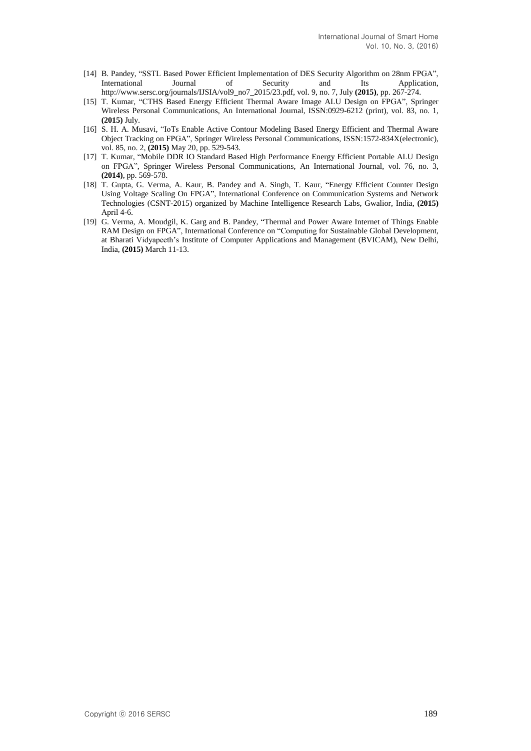[14] B. Pandey, "SSTL Based Power Efficient Implementation of DES Security Algorithm on 28nm FPGA", International Journal of Security and Its Application, http://www.sersc.org/journals/IJSIA/vol9_no7_2015/23.pdf, vol. 9, no. 7, July **(2015)**, pp. 267-274.

[15] T. Kumar, "CTHS Based Energy Efficient Thermal Aware Image ALU Design on FPGA", Springer Wireless Personal Communications, An International Journal, ISSN:0929-6212 (print), vol. 83, no. 1, **(2015)** July.

[16] S. H. A. Musavi, "IoTs Enable Active Contour Modeling Based Energy Efficient and Thermal Aware Object Tracking on FPGA", Springer Wireless Personal Communications, ISSN:1572-834X(electronic), vol. 85, no. 2, **(2015)** May 20, pp. 529-543.

[17] T. Kumar, "Mobile DDR IO Standard Based High Performance Energy Efficient Portable ALU Design on FPGA", Springer Wireless Personal Communications, An International Journal, vol. 76, no. 3, **(2014)**, pp. 569-578.

[18] T. Gupta, G. Verma, A. Kaur, B. Pandey and A. Singh, T. Kaur, "Energy Efficient Counter Design Using Voltage Scaling On FPGA", International Conference on Communication Systems and Network Technologies (CSNT-2015) organized by Machine Intelligence Research Labs, Gwalior, India, **(2015)** April 4-6.

[19] G. Verma, A. Moudgil, K. Garg and B. Pandey, "Thermal and Power Aware Internet of Things Enable RAM Design on FPGA", International Conference on "Computing for Sustainable Global Development, at Bharati Vidyapeeth's Institute of Computer Applications and Management (BVICAM), New Delhi, India, **(2015)** March 11-13.